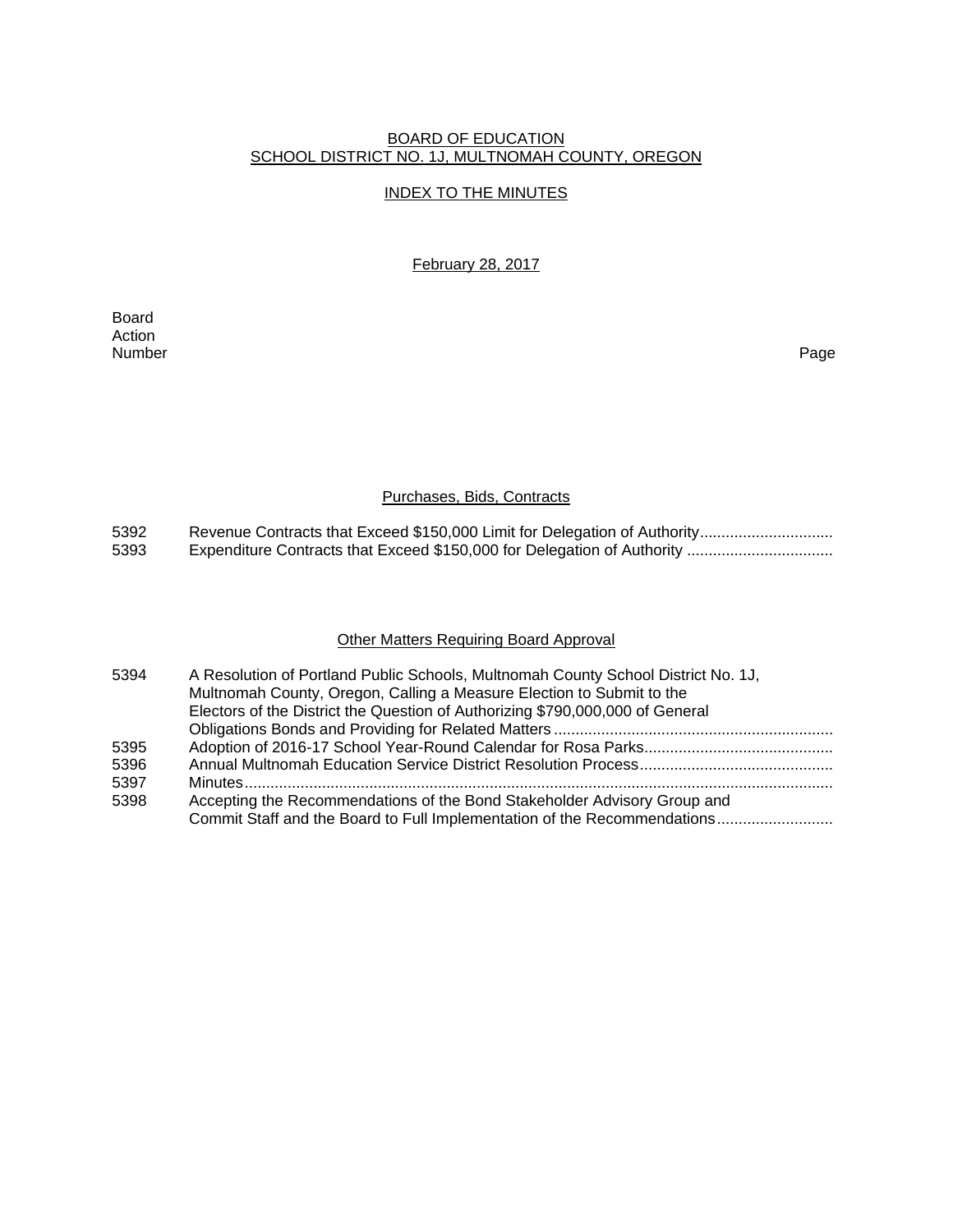BOARD OF EDUCATION
SCHOOL DISTRICT NO. 1J, MULTNOMAH COUNTY, OREGON

INDEX TO THE MINUTES

February 28, 2017

| Board Action Number | | Page |
|---|---|---|

## Purchases, Bids, Contracts

| | | |
|---|---|---|
| 5392 | Revenue Contracts that Exceed $150,000 Limit for Delegation of Authority | |
| 5393 | Expenditure Contracts that Exceed $150,000 for Delegation of Authority | |

## Other Matters Requiring Board Approval

| | | |
|---|---|---|
| 5394 | A Resolution of Portland Public Schools, Multnomah County School District No. 1J, Multnomah County, Oregon, Calling a Measure Election to Submit to the Electors of the District the Question of Authorizing $790,000,000 of General Obligations Bonds and Providing for Related Matters | |
| 5395 | Adoption of 2016-17 School Year-Round Calendar for Rosa Parks | |
| 5396 | Annual Multnomah Education Service District Resolution Process | |
| 5397 | Minutes | |
| 5398 | Accepting the Recommendations of the Bond Stakeholder Advisory Group and Commit Staff and the Board to Full Implementation of the Recommendations | |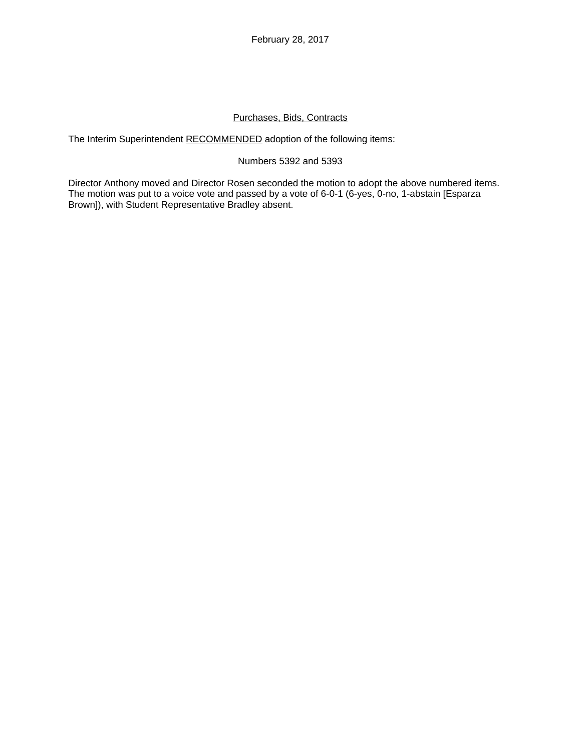February 28, 2017

Purchases, Bids, Contracts

The Interim Superintendent RECOMMENDED adoption of the following items:

Numbers 5392 and 5393

Director Anthony moved and Director Rosen seconded the motion to adopt the above numbered items. The motion was put to a voice vote and passed by a vote of 6-0-1 (6-yes, 0-no, 1-abstain [Esparza Brown]), with Student Representative Bradley absent.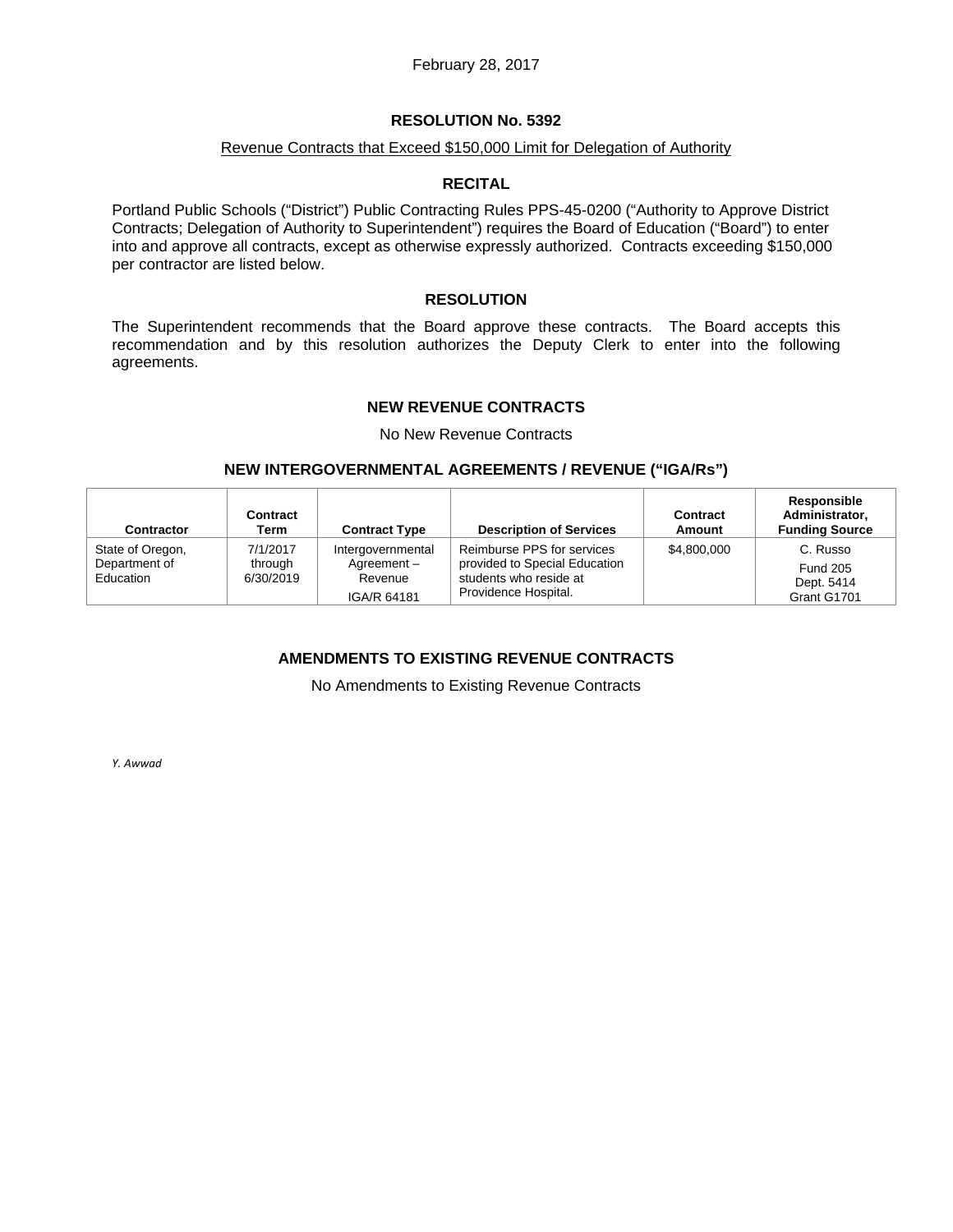February 28, 2017

## RESOLUTION No. 5392

Revenue Contracts that Exceed $150,000 Limit for Delegation of Authority

### RECITAL

Portland Public Schools ("District") Public Contracting Rules PPS-45-0200 ("Authority to Approve District Contracts; Delegation of Authority to Superintendent") requires the Board of Education ("Board") to enter into and approve all contracts, except as otherwise expressly authorized. Contracts exceeding $150,000 per contractor are listed below.

### RESOLUTION

The Superintendent recommends that the Board approve these contracts. The Board accepts this recommendation and by this resolution authorizes the Deputy Clerk to enter into the following agreements.

### NEW REVENUE CONTRACTS

No New Revenue Contracts

### NEW INTERGOVERNMENTAL AGREEMENTS / REVENUE ("IGA/Rs")

| Contractor | Contract Term | Contract Type | Description of Services | Contract Amount | Responsible Administrator, Funding Source |
|---|---|---|---|---|---|
| State of Oregon, Department of Education | 7/1/2017 through 6/30/2019 | Intergovernmental Agreement – Revenue IGA/R 64181 | Reimburse PPS for services provided to Special Education students who reside at Providence Hospital. | $4,800,000 | C. Russo Fund 205 Dept. 5414 Grant G1701 |

### AMENDMENTS TO EXISTING REVENUE CONTRACTS

No Amendments to Existing Revenue Contracts

*Y. Awwad*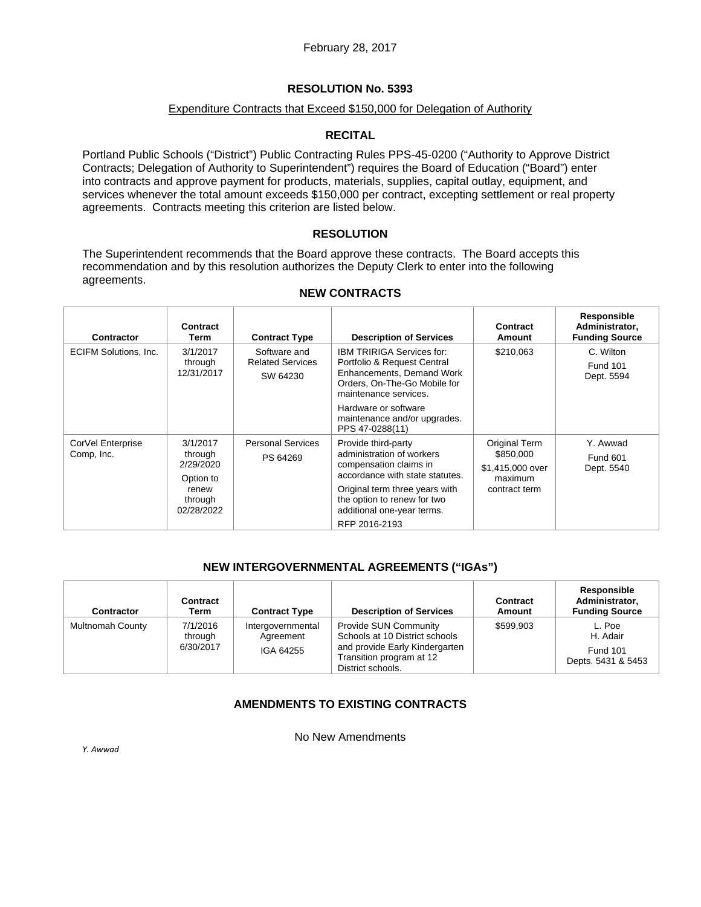February 28, 2017

# RESOLUTION No. 5393

Expenditure Contracts that Exceed $150,000 for Delegation of Authority

## RECITAL

Portland Public Schools ("District") Public Contracting Rules PPS-45-0200 ("Authority to Approve District Contracts; Delegation of Authority to Superintendent") requires the Board of Education ("Board") enter into contracts and approve payment for products, materials, supplies, capital outlay, equipment, and services whenever the total amount exceeds $150,000 per contract, excepting settlement or real property agreements. Contracts meeting this criterion are listed below.

## RESOLUTION

The Superintendent recommends that the Board approve these contracts. The Board accepts this recommendation and by this resolution authorizes the Deputy Clerk to enter into the following agreements.

### NEW CONTRACTS

| Contractor | Contract Term | Contract Type | Description of Services | Contract Amount | Responsible Administrator, Funding Source |
|---|---|---|---|---|---|
| ECIFM Solutions, Inc. | 3/1/2017 through 12/31/2017 | Software and Related Services SW 64230 | IBM TRIRIGA Services for: Portfolio & Request Central Enhancements, Demand Work Orders, On-The-Go Mobile for maintenance services. Hardware or software maintenance and/or upgrades. PPS 47-0288(11) | $210,063 | C. Wilton Fund 101 Dept. 5594 |
| CorVel Enterprise Comp, Inc. | 3/1/2017 through 2/29/2020 Option to renew through 02/28/2022 | Personal Services PS 64269 | Provide third-party administration of workers compensation claims in accordance with state statutes. Original term three years with the option to renew for two additional one-year terms. RFP 2016-2193 | Original Term $850,000 $1,415,000 over maximum contract term | Y. Awwad Fund 601 Dept. 5540 |

### NEW INTERGOVERNMENTAL AGREEMENTS ("IGAs")

| Contractor | Contract Term | Contract Type | Description of Services | Contract Amount | Responsible Administrator, Funding Source |
|---|---|---|---|---|---|
| Multnomah County | 7/1/2016 through 6/30/2017 | Intergovernmental Agreement IGA 64255 | Provide SUN Community Schools at 10 District schools and provide Early Kindergarten Transition program at 12 District schools. | $599,903 | L. Poe H. Adair Fund 101 Depts. 5431 & 5453 |

### AMENDMENTS TO EXISTING CONTRACTS

No New Amendments

*Y. Awwad*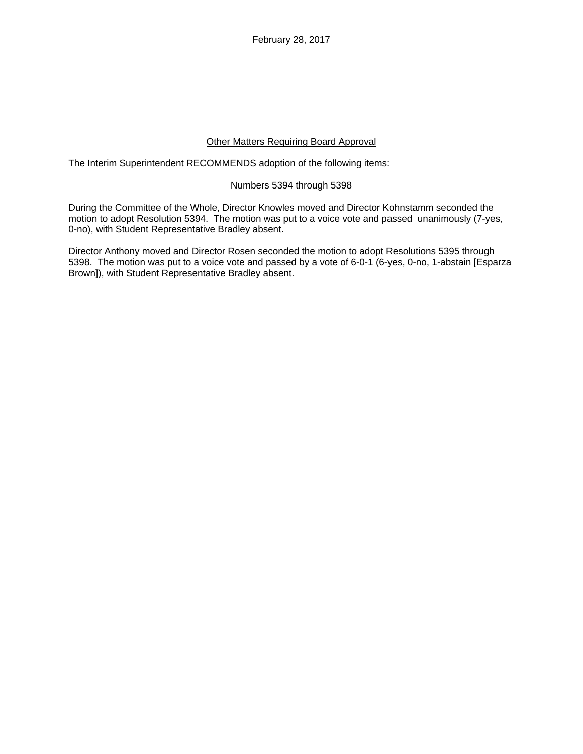February 28, 2017

Other Matters Requiring Board Approval

The Interim Superintendent RECOMMENDS adoption of the following items:

Numbers 5394 through 5398

During the Committee of the Whole, Director Knowles moved and Director Kohnstamm seconded the motion to adopt Resolution 5394. The motion was put to a voice vote and passed unanimously (7-yes, 0-no), with Student Representative Bradley absent.

Director Anthony moved and Director Rosen seconded the motion to adopt Resolutions 5395 through 5398. The motion was put to a voice vote and passed by a vote of 6-0-1 (6-yes, 0-no, 1-abstain [Esparza Brown]), with Student Representative Bradley absent.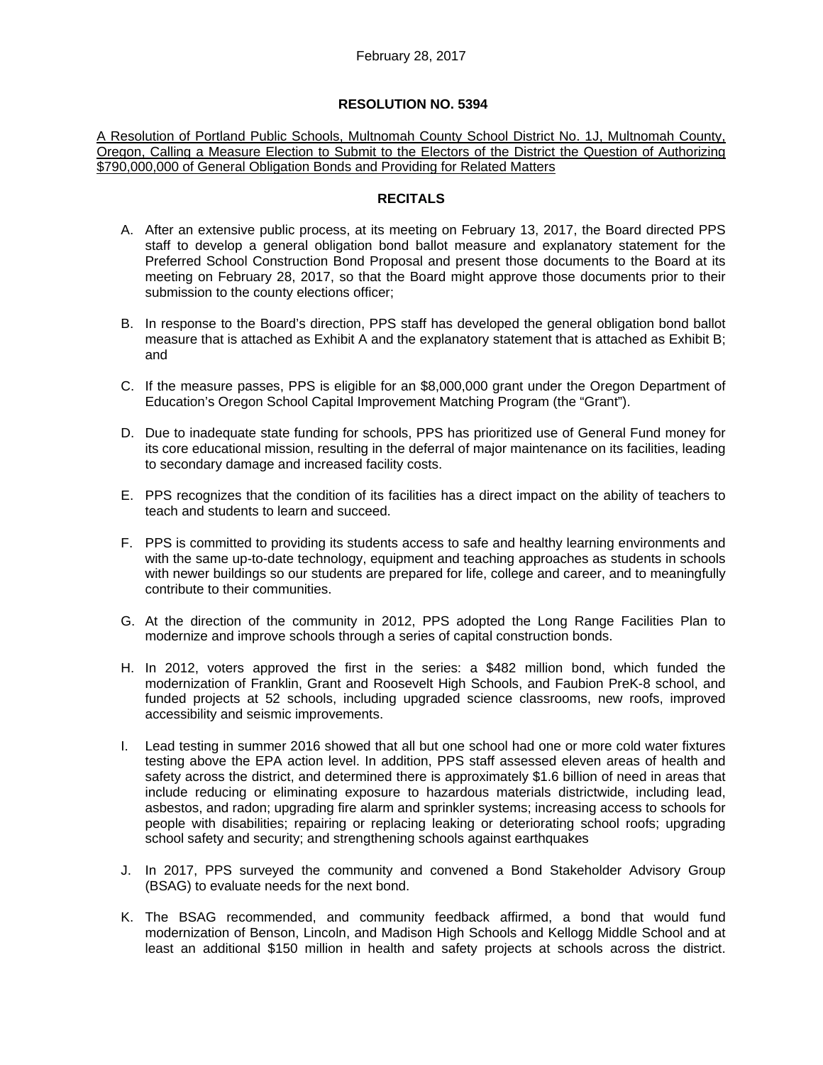February 28, 2017

**RESOLUTION NO. 5394**

A Resolution of Portland Public Schools, Multnomah County School District No. 1J, Multnomah County, Oregon, Calling a Measure Election to Submit to the Electors of the District the Question of Authorizing $790,000,000 of General Obligation Bonds and Providing for Related Matters

**RECITALS**

A. After an extensive public process, at its meeting on February 13, 2017, the Board directed PPS staff to develop a general obligation bond ballot measure and explanatory statement for the Preferred School Construction Bond Proposal and present those documents to the Board at its meeting on February 28, 2017, so that the Board might approve those documents prior to their submission to the county elections officer;

B. In response to the Board's direction, PPS staff has developed the general obligation bond ballot measure that is attached as Exhibit A and the explanatory statement that is attached as Exhibit B; and

C. If the measure passes, PPS is eligible for an $8,000,000 grant under the Oregon Department of Education's Oregon School Capital Improvement Matching Program (the "Grant").

D. Due to inadequate state funding for schools, PPS has prioritized use of General Fund money for its core educational mission, resulting in the deferral of major maintenance on its facilities, leading to secondary damage and increased facility costs.

E. PPS recognizes that the condition of its facilities has a direct impact on the ability of teachers to teach and students to learn and succeed.

F. PPS is committed to providing its students access to safe and healthy learning environments and with the same up-to-date technology, equipment and teaching approaches as students in schools with newer buildings so our students are prepared for life, college and career, and to meaningfully contribute to their communities.

G. At the direction of the community in 2012, PPS adopted the Long Range Facilities Plan to modernize and improve schools through a series of capital construction bonds.

H. In 2012, voters approved the first in the series: a $482 million bond, which funded the modernization of Franklin, Grant and Roosevelt High Schools, and Faubion PreK-8 school, and funded projects at 52 schools, including upgraded science classrooms, new roofs, improved accessibility and seismic improvements.

I. Lead testing in summer 2016 showed that all but one school had one or more cold water fixtures testing above the EPA action level. In addition, PPS staff assessed eleven areas of health and safety across the district, and determined there is approximately $1.6 billion of need in areas that include reducing or eliminating exposure to hazardous materials districtwide, including lead, asbestos, and radon; upgrading fire alarm and sprinkler systems; increasing access to schools for people with disabilities; repairing or replacing leaking or deteriorating school roofs; upgrading school safety and security; and strengthening schools against earthquakes

J. In 2017, PPS surveyed the community and convened a Bond Stakeholder Advisory Group (BSAG) to evaluate needs for the next bond.

K. The BSAG recommended, and community feedback affirmed, a bond that would fund modernization of Benson, Lincoln, and Madison High Schools and Kellogg Middle School and at least an additional $150 million in health and safety projects at schools across the district.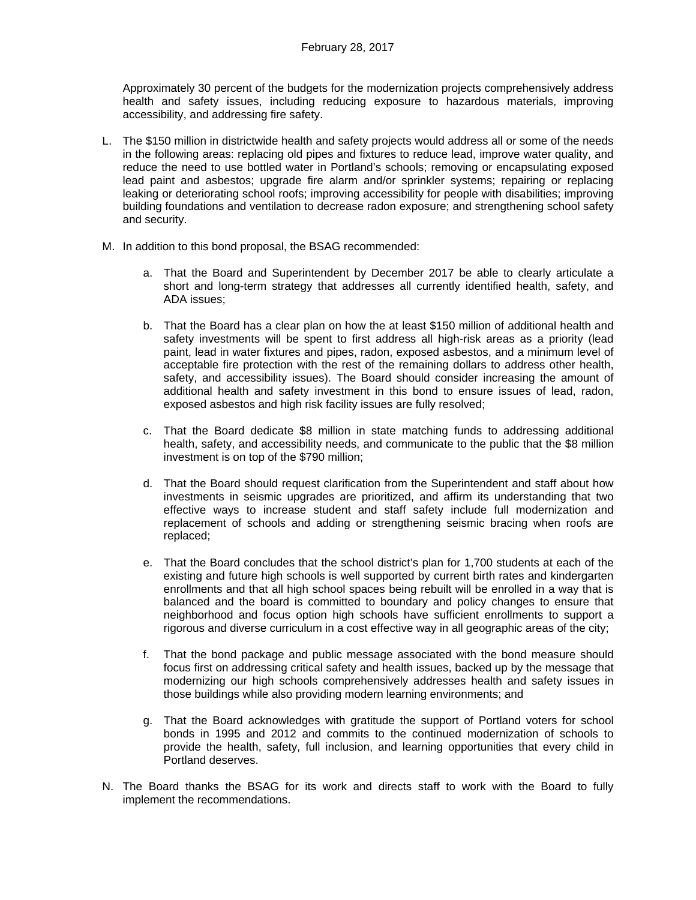Approximately 30 percent of the budgets for the modernization projects comprehensively address health and safety issues, including reducing exposure to hazardous materials, improving accessibility, and addressing fire safety.

L. The $150 million in districtwide health and safety projects would address all or some of the needs in the following areas: replacing old pipes and fixtures to reduce lead, improve water quality, and reduce the need to use bottled water in Portland's schools; removing or encapsulating exposed lead paint and asbestos; upgrade fire alarm and/or sprinkler systems; repairing or replacing leaking or deteriorating school roofs; improving accessibility for people with disabilities; improving building foundations and ventilation to decrease radon exposure; and strengthening school safety and security.

M. In addition to this bond proposal, the BSAG recommended:

   a. That the Board and Superintendent by December 2017 be able to clearly articulate a short and long-term strategy that addresses all currently identified health, safety, and ADA issues;

   b. That the Board has a clear plan on how the at least $150 million of additional health and safety investments will be spent to first address all high-risk areas as a priority (lead paint, lead in water fixtures and pipes, radon, exposed asbestos, and a minimum level of acceptable fire protection with the rest of the remaining dollars to address other health, safety, and accessibility issues). The Board should consider increasing the amount of additional health and safety investment in this bond to ensure issues of lead, radon, exposed asbestos and high risk facility issues are fully resolved;

   c. That the Board dedicate $8 million in state matching funds to addressing additional health, safety, and accessibility needs, and communicate to the public that the $8 million investment is on top of the $790 million;

   d. That the Board should request clarification from the Superintendent and staff about how investments in seismic upgrades are prioritized, and affirm its understanding that two effective ways to increase student and staff safety include full modernization and replacement of schools and adding or strengthening seismic bracing when roofs are replaced;

   e. That the Board concludes that the school district's plan for 1,700 students at each of the existing and future high schools is well supported by current birth rates and kindergarten enrollments and that all high school spaces being rebuilt will be enrolled in a way that is balanced and the board is committed to boundary and policy changes to ensure that neighborhood and focus option high schools have sufficient enrollments to support a rigorous and diverse curriculum in a cost effective way in all geographic areas of the city;

   f. That the bond package and public message associated with the bond measure should focus first on addressing critical safety and health issues, backed up by the message that modernizing our high schools comprehensively addresses health and safety issues in those buildings while also providing modern learning environments; and

   g. That the Board acknowledges with gratitude the support of Portland voters for school bonds in 1995 and 2012 and commits to the continued modernization of schools to provide the health, safety, full inclusion, and learning opportunities that every child in Portland deserves.

N. The Board thanks the BSAG for its work and directs staff to work with the Board to fully implement the recommendations.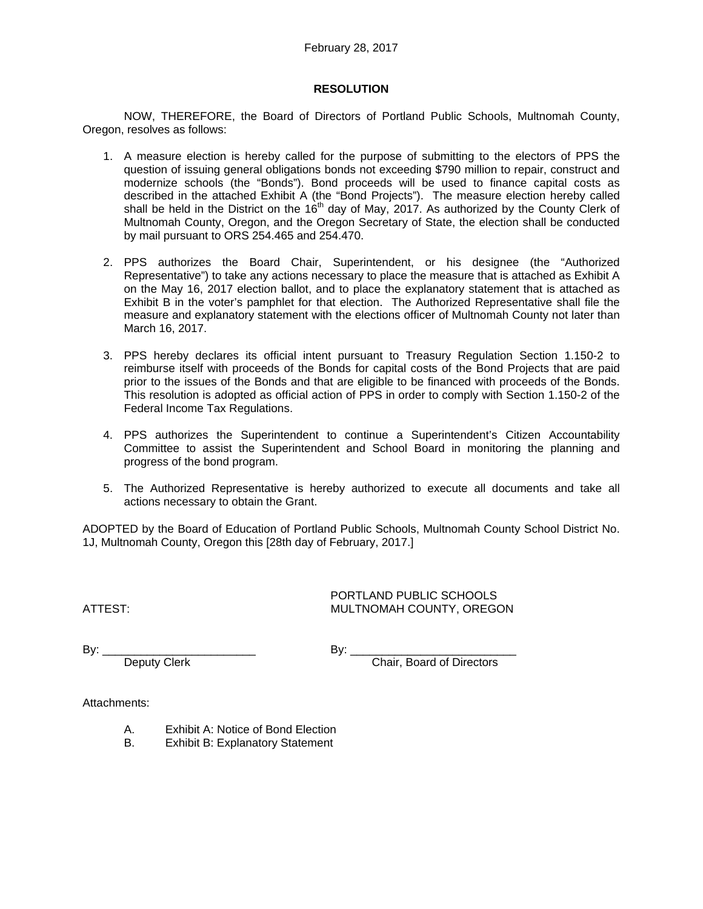February 28, 2017

**RESOLUTION**

NOW, THEREFORE, the Board of Directors of Portland Public Schools, Multnomah County, Oregon, resolves as follows:

1. A measure election is hereby called for the purpose of submitting to the electors of PPS the question of issuing general obligations bonds not exceeding $790 million to repair, construct and modernize schools (the "Bonds"). Bond proceeds will be used to finance capital costs as described in the attached Exhibit A (the "Bond Projects"). The measure election hereby called shall be held in the District on the 16th day of May, 2017. As authorized by the County Clerk of Multnomah County, Oregon, and the Oregon Secretary of State, the election shall be conducted by mail pursuant to ORS 254.465 and 254.470.

2. PPS authorizes the Board Chair, Superintendent, or his designee (the "Authorized Representative") to take any actions necessary to place the measure that is attached as Exhibit A on the May 16, 2017 election ballot, and to place the explanatory statement that is attached as Exhibit B in the voter's pamphlet for that election. The Authorized Representative shall file the measure and explanatory statement with the elections officer of Multnomah County not later than March 16, 2017.

3. PPS hereby declares its official intent pursuant to Treasury Regulation Section 1.150-2 to reimburse itself with proceeds of the Bonds for capital costs of the Bond Projects that are paid prior to the issues of the Bonds and that are eligible to be financed with proceeds of the Bonds. This resolution is adopted as official action of PPS in order to comply with Section 1.150-2 of the Federal Income Tax Regulations.

4. PPS authorizes the Superintendent to continue a Superintendent's Citizen Accountability Committee to assist the Superintendent and School Board in monitoring the planning and progress of the bond program.

5. The Authorized Representative is hereby authorized to execute all documents and take all actions necessary to obtain the Grant.

ADOPTED by the Board of Education of Portland Public Schools, Multnomah County School District No. 1J, Multnomah County, Oregon this [28th day of February, 2017.]

ATTEST:

PORTLAND PUBLIC SCHOOLS
MULTNOMAH COUNTY, OREGON

By: ________________________
Deputy Clerk

By: __________________________
Chair, Board of Directors

Attachments:

A. Exhibit A: Notice of Bond Election
B. Exhibit B: Explanatory Statement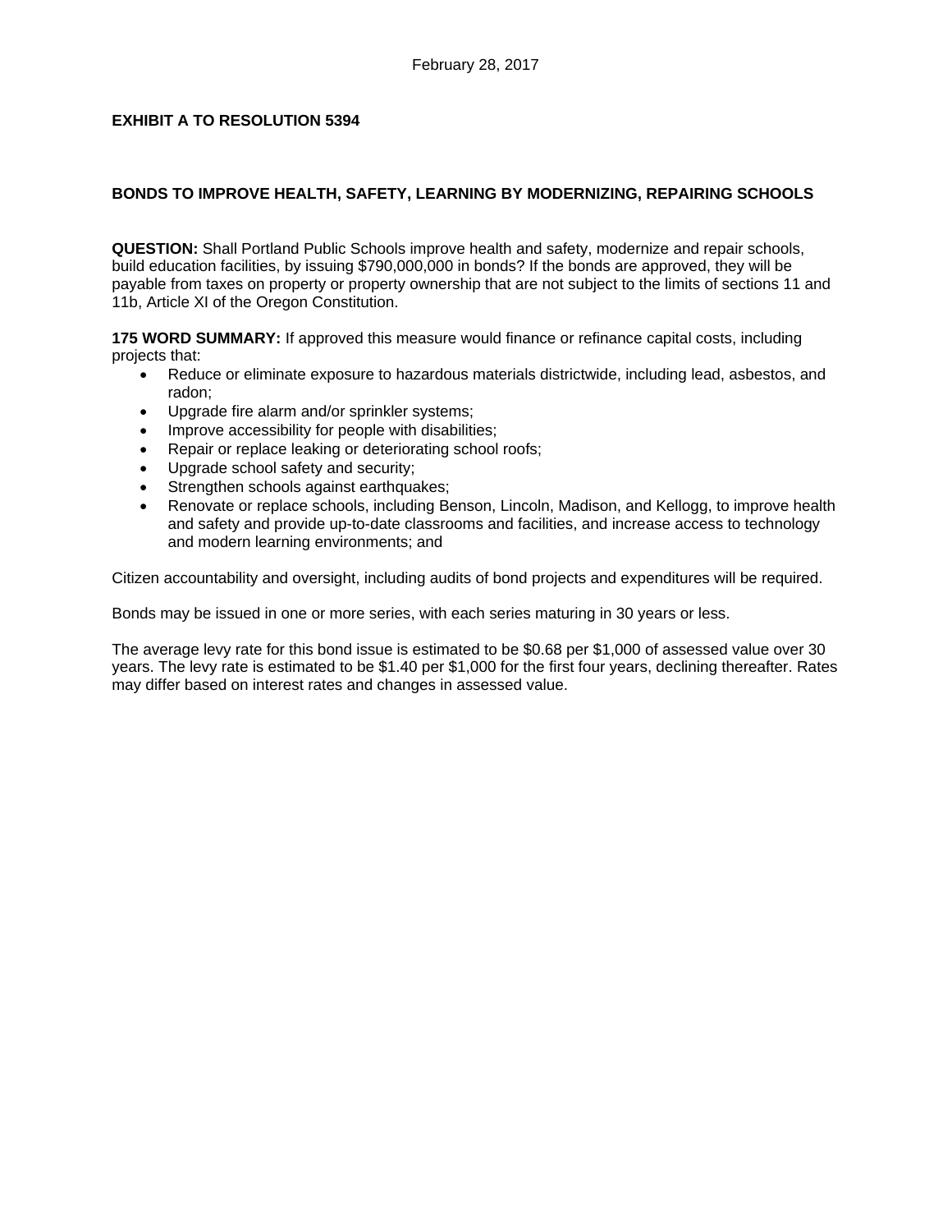February 28, 2017

**EXHIBIT A TO RESOLUTION 5394**

**BONDS TO IMPROVE HEALTH, SAFETY, LEARNING BY MODERNIZING, REPAIRING SCHOOLS**

**QUESTION:** Shall Portland Public Schools improve health and safety, modernize and repair schools, build education facilities, by issuing $790,000,000 in bonds? If the bonds are approved, they will be payable from taxes on property or property ownership that are not subject to the limits of sections 11 and 11b, Article XI of the Oregon Constitution.

**175 WORD SUMMARY:** If approved this measure would finance or refinance capital costs, including projects that:

- Reduce or eliminate exposure to hazardous materials districtwide, including lead, asbestos, and radon;
- Upgrade fire alarm and/or sprinkler systems;
- Improve accessibility for people with disabilities;
- Repair or replace leaking or deteriorating school roofs;
- Upgrade school safety and security;
- Strengthen schools against earthquakes;
- Renovate or replace schools, including Benson, Lincoln, Madison, and Kellogg, to improve health and safety and provide up-to-date classrooms and facilities, and increase access to technology and modern learning environments; and

Citizen accountability and oversight, including audits of bond projects and expenditures will be required.

Bonds may be issued in one or more series, with each series maturing in 30 years or less.

The average levy rate for this bond issue is estimated to be $0.68 per $1,000 of assessed value over 30 years. The levy rate is estimated to be $1.40 per $1,000 for the first four years, declining thereafter. Rates may differ based on interest rates and changes in assessed value.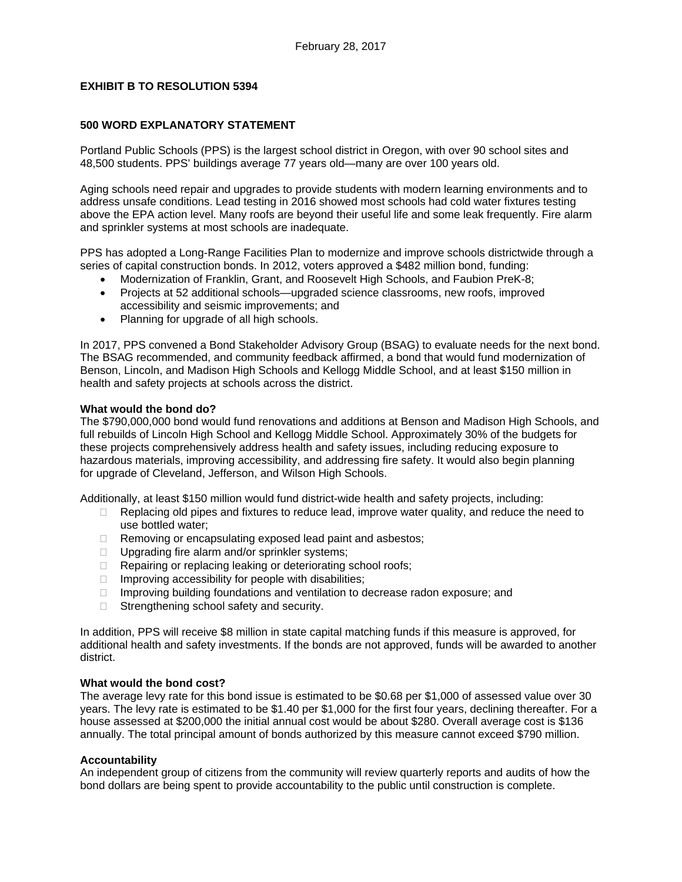February 28, 2017

**EXHIBIT B TO RESOLUTION 5394**

**500 WORD EXPLANATORY STATEMENT**

Portland Public Schools (PPS) is the largest school district in Oregon, with over 90 school sites and 48,500 students. PPS' buildings average 77 years old—many are over 100 years old.

Aging schools need repair and upgrades to provide students with modern learning environments and to address unsafe conditions. Lead testing in 2016 showed most schools had cold water fixtures testing above the EPA action level. Many roofs are beyond their useful life and some leak frequently. Fire alarm and sprinkler systems at most schools are inadequate.

PPS has adopted a Long-Range Facilities Plan to modernize and improve schools districtwide through a series of capital construction bonds. In 2012, voters approved a $482 million bond, funding:

- Modernization of Franklin, Grant, and Roosevelt High Schools, and Faubion PreK-8;
- Projects at 52 additional schools—upgraded science classrooms, new roofs, improved accessibility and seismic improvements; and
- Planning for upgrade of all high schools.

In 2017, PPS convened a Bond Stakeholder Advisory Group (BSAG) to evaluate needs for the next bond. The BSAG recommended, and community feedback affirmed, a bond that would fund modernization of Benson, Lincoln, and Madison High Schools and Kellogg Middle School, and at least $150 million in health and safety projects at schools across the district.

**What would the bond do?**
The $790,000,000 bond would fund renovations and additions at Benson and Madison High Schools, and full rebuilds of Lincoln High School and Kellogg Middle School. Approximately 30% of the budgets for these projects comprehensively address health and safety issues, including reducing exposure to hazardous materials, improving accessibility, and addressing fire safety. It would also begin planning for upgrade of Cleveland, Jefferson, and Wilson High Schools.

Additionally, at least $150 million would fund district-wide health and safety projects, including:

- Replacing old pipes and fixtures to reduce lead, improve water quality, and reduce the need to use bottled water;
- Removing or encapsulating exposed lead paint and asbestos;
- Upgrading fire alarm and/or sprinkler systems;
- Repairing or replacing leaking or deteriorating school roofs;
- Improving accessibility for people with disabilities;
- Improving building foundations and ventilation to decrease radon exposure; and
- Strengthening school safety and security.

In addition, PPS will receive $8 million in state capital matching funds if this measure is approved, for additional health and safety investments. If the bonds are not approved, funds will be awarded to another district.

**What would the bond cost?**
The average levy rate for this bond issue is estimated to be $0.68 per $1,000 of assessed value over 30 years. The levy rate is estimated to be $1.40 per $1,000 for the first four years, declining thereafter. For a house assessed at $200,000 the initial annual cost would be about $280. Overall average cost is $136 annually. The total principal amount of bonds authorized by this measure cannot exceed $790 million.

**Accountability**
An independent group of citizens from the community will review quarterly reports and audits of how the bond dollars are being spent to provide accountability to the public until construction is complete.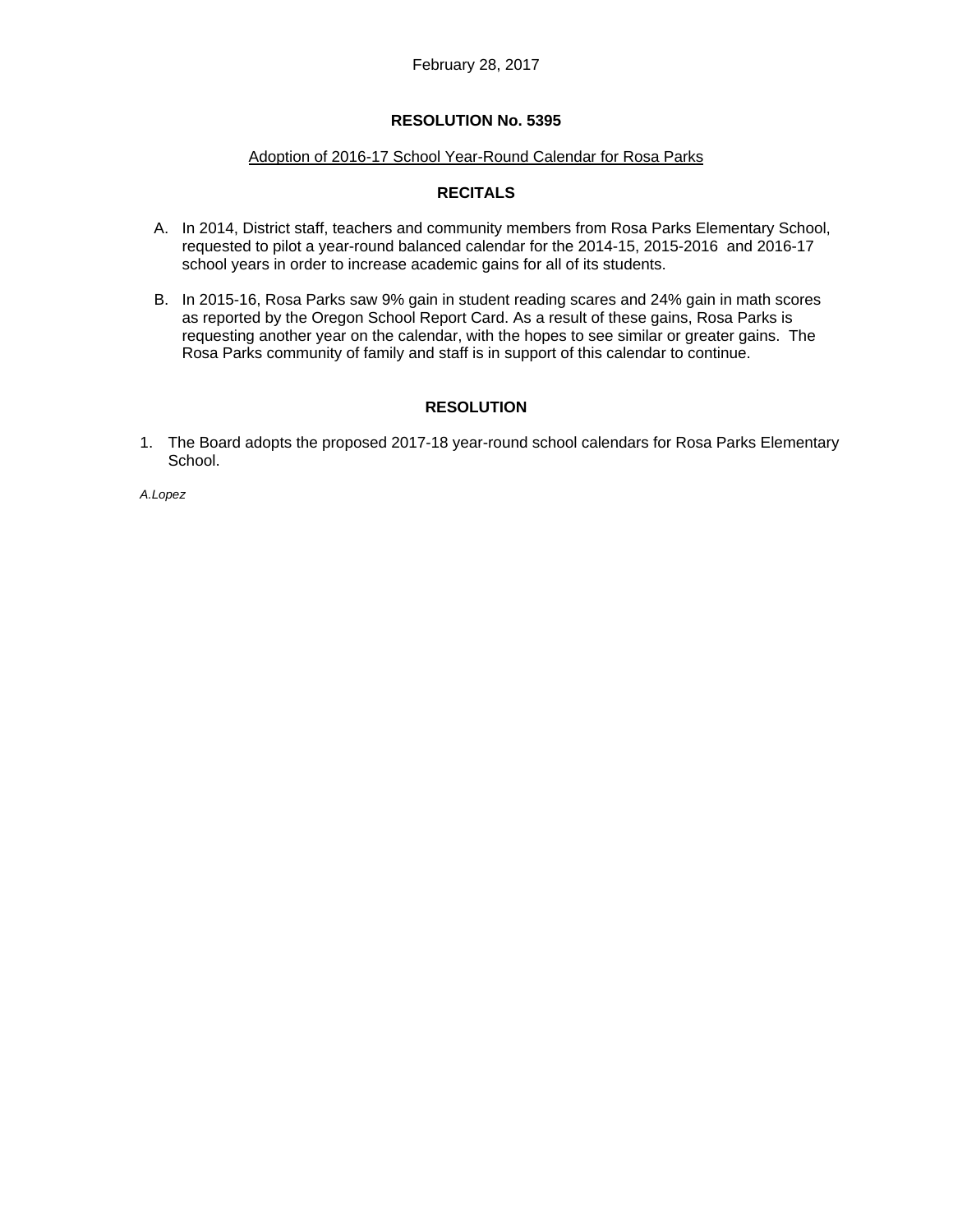February 28, 2017

**RESOLUTION No. 5395**

<u>Adoption of 2016-17 School Year-Round Calendar for Rosa Parks</u>

**RECITALS**

A. In 2014, District staff, teachers and community members from Rosa Parks Elementary School, requested to pilot a year-round balanced calendar for the 2014-15, 2015-2016 and 2016-17 school years in order to increase academic gains for all of its students.

B. In 2015-16, Rosa Parks saw 9% gain in student reading scares and 24% gain in math scores as reported by the Oregon School Report Card. As a result of these gains, Rosa Parks is requesting another year on the calendar, with the hopes to see similar or greater gains. The Rosa Parks community of family and staff is in support of this calendar to continue.

**RESOLUTION**

1. The Board adopts the proposed 2017-18 year-round school calendars for Rosa Parks Elementary School.

*A.Lopez*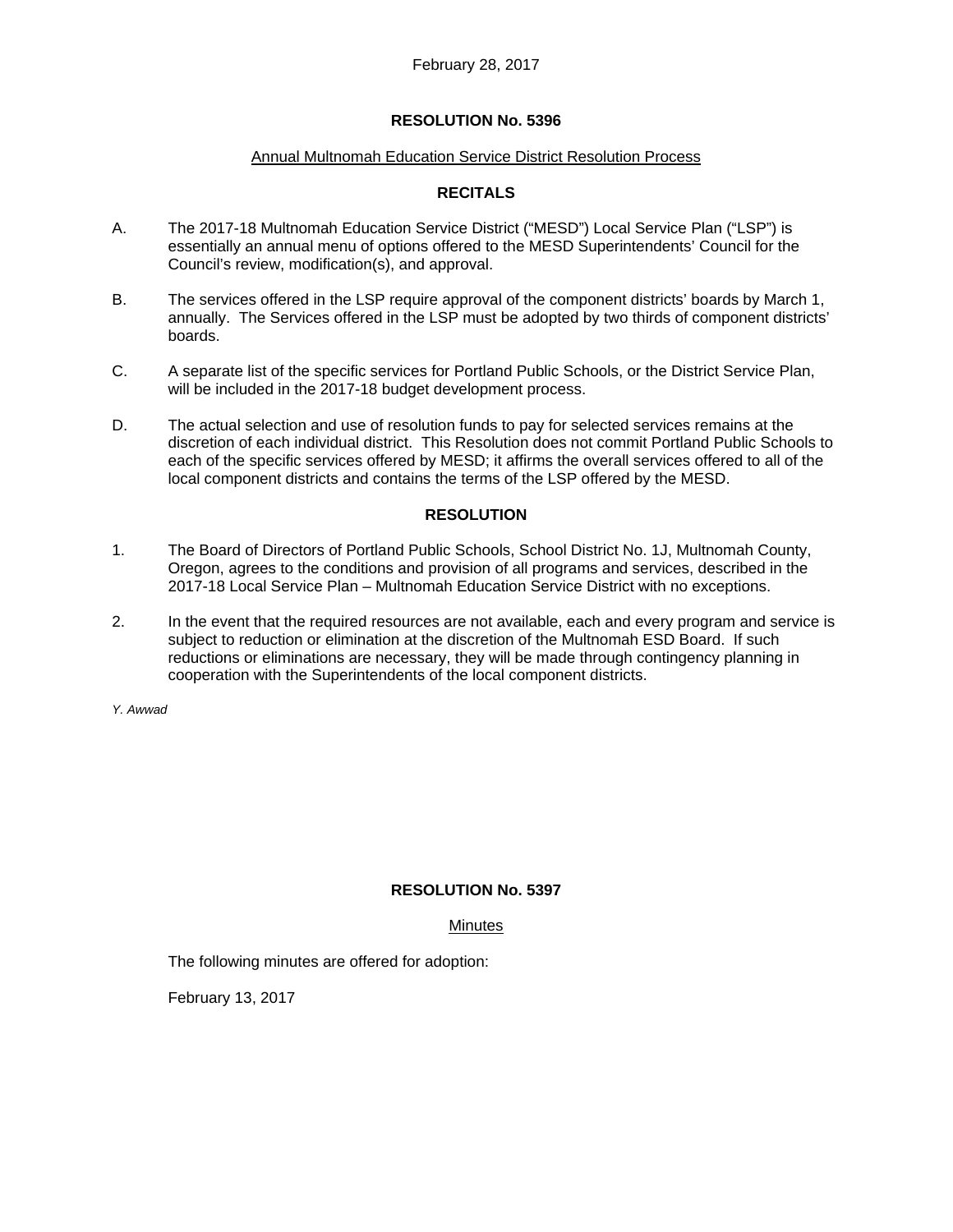February 28, 2017

**RESOLUTION No. 5396**

Annual Multnomah Education Service District Resolution Process

**RECITALS**

A. The 2017-18 Multnomah Education Service District ("MESD") Local Service Plan ("LSP") is essentially an annual menu of options offered to the MESD Superintendents' Council for the Council's review, modification(s), and approval.

B. The services offered in the LSP require approval of the component districts' boards by March 1, annually. The Services offered in the LSP must be adopted by two thirds of component districts' boards.

C. A separate list of the specific services for Portland Public Schools, or the District Service Plan, will be included in the 2017-18 budget development process.

D. The actual selection and use of resolution funds to pay for selected services remains at the discretion of each individual district. This Resolution does not commit Portland Public Schools to each of the specific services offered by MESD; it affirms the overall services offered to all of the local component districts and contains the terms of the LSP offered by the MESD.

**RESOLUTION**

1. The Board of Directors of Portland Public Schools, School District No. 1J, Multnomah County, Oregon, agrees to the conditions and provision of all programs and services, described in the 2017-18 Local Service Plan – Multnomah Education Service District with no exceptions.

2. In the event that the required resources are not available, each and every program and service is subject to reduction or elimination at the discretion of the Multnomah ESD Board. If such reductions or eliminations are necessary, they will be made through contingency planning in cooperation with the Superintendents of the local component districts.

*Y. Awwad*

**RESOLUTION No. 5397**

Minutes

The following minutes are offered for adoption:

February 13, 2017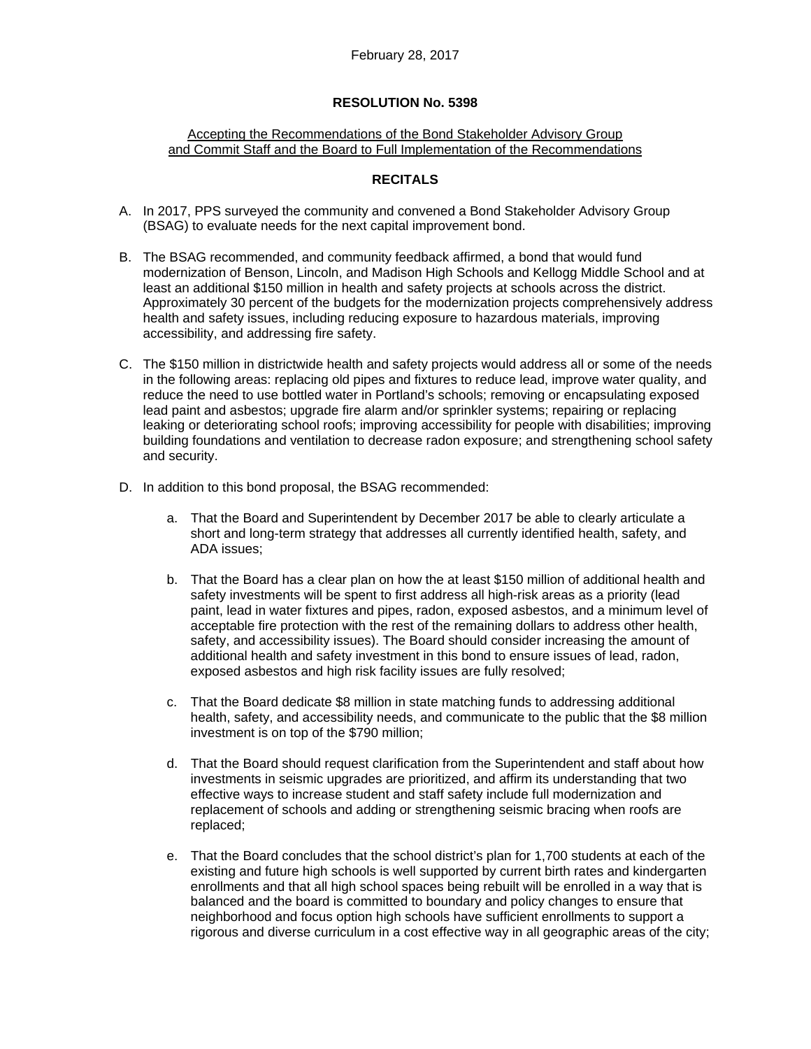February 28, 2017

**RESOLUTION No. 5398**

Accepting the Recommendations of the Bond Stakeholder Advisory Group and Commit Staff and the Board to Full Implementation of the Recommendations

**RECITALS**

A. In 2017, PPS surveyed the community and convened a Bond Stakeholder Advisory Group (BSAG) to evaluate needs for the next capital improvement bond.

B. The BSAG recommended, and community feedback affirmed, a bond that would fund modernization of Benson, Lincoln, and Madison High Schools and Kellogg Middle School and at least an additional $150 million in health and safety projects at schools across the district. Approximately 30 percent of the budgets for the modernization projects comprehensively address health and safety issues, including reducing exposure to hazardous materials, improving accessibility, and addressing fire safety.

C. The $150 million in districtwide health and safety projects would address all or some of the needs in the following areas: replacing old pipes and fixtures to reduce lead, improve water quality, and reduce the need to use bottled water in Portland's schools; removing or encapsulating exposed lead paint and asbestos; upgrade fire alarm and/or sprinkler systems; repairing or replacing leaking or deteriorating school roofs; improving accessibility for people with disabilities; improving building foundations and ventilation to decrease radon exposure; and strengthening school safety and security.

D. In addition to this bond proposal, the BSAG recommended:

   a. That the Board and Superintendent by December 2017 be able to clearly articulate a short and long-term strategy that addresses all currently identified health, safety, and ADA issues;

   b. That the Board has a clear plan on how the at least $150 million of additional health and safety investments will be spent to first address all high-risk areas as a priority (lead paint, lead in water fixtures and pipes, radon, exposed asbestos, and a minimum level of acceptable fire protection with the rest of the remaining dollars to address other health, safety, and accessibility issues). The Board should consider increasing the amount of additional health and safety investment in this bond to ensure issues of lead, radon, exposed asbestos and high risk facility issues are fully resolved;

   c. That the Board dedicate $8 million in state matching funds to addressing additional health, safety, and accessibility needs, and communicate to the public that the $8 million investment is on top of the $790 million;

   d. That the Board should request clarification from the Superintendent and staff about how investments in seismic upgrades are prioritized, and affirm its understanding that two effective ways to increase student and staff safety include full modernization and replacement of schools and adding or strengthening seismic bracing when roofs are replaced;

   e. That the Board concludes that the school district's plan for 1,700 students at each of the existing and future high schools is well supported by current birth rates and kindergarten enrollments and that all high school spaces being rebuilt will be enrolled in a way that is balanced and the board is committed to boundary and policy changes to ensure that neighborhood and focus option high schools have sufficient enrollments to support a rigorous and diverse curriculum in a cost effective way in all geographic areas of the city;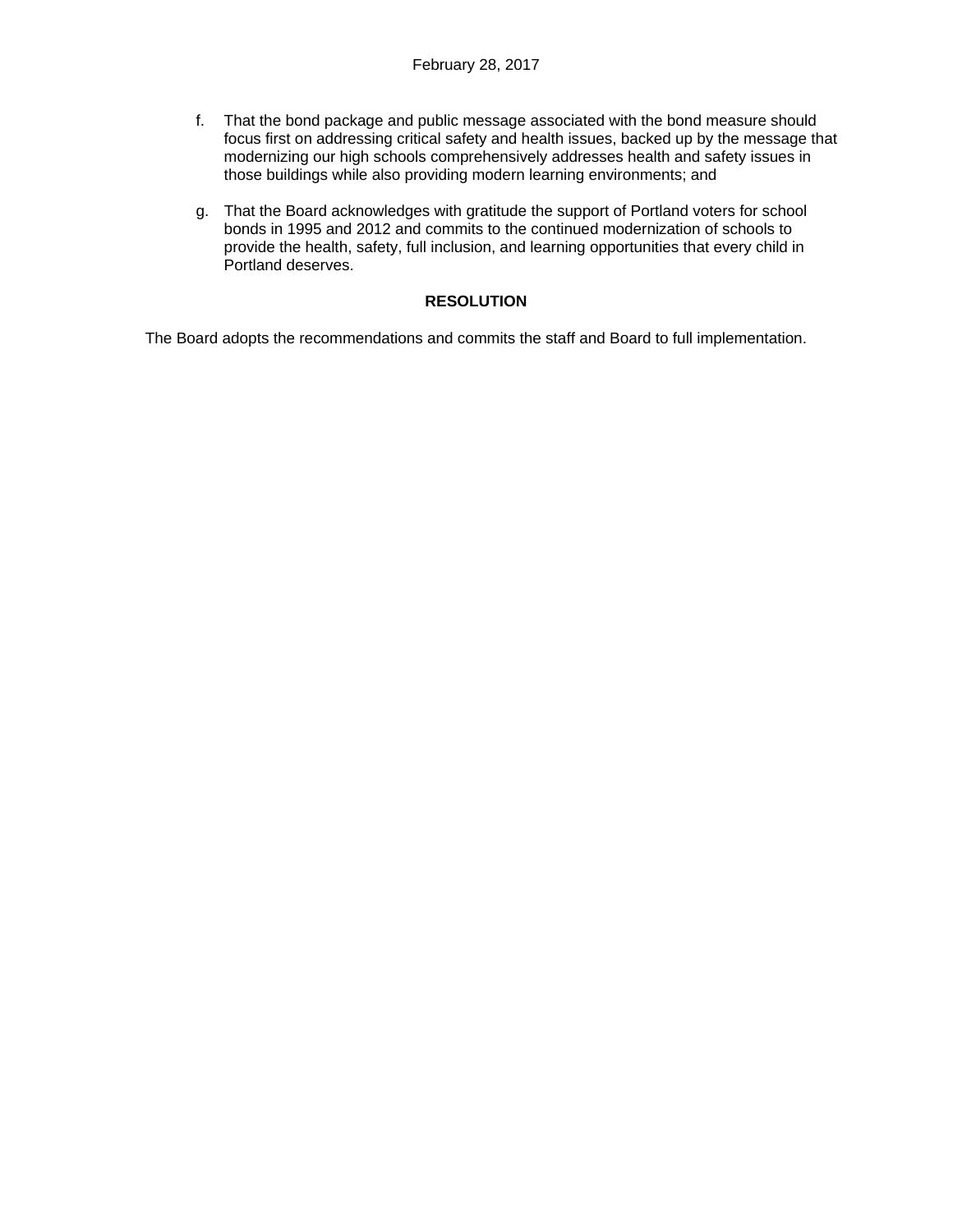f. That the bond package and public message associated with the bond measure should focus first on addressing critical safety and health issues, backed up by the message that modernizing our high schools comprehensively addresses health and safety issues in those buildings while also providing modern learning environments; and

g. That the Board acknowledges with gratitude the support of Portland voters for school bonds in 1995 and 2012 and commits to the continued modernization of schools to provide the health, safety, full inclusion, and learning opportunities that every child in Portland deserves.

**RESOLUTION**

The Board adopts the recommendations and commits the staff and Board to full implementation.